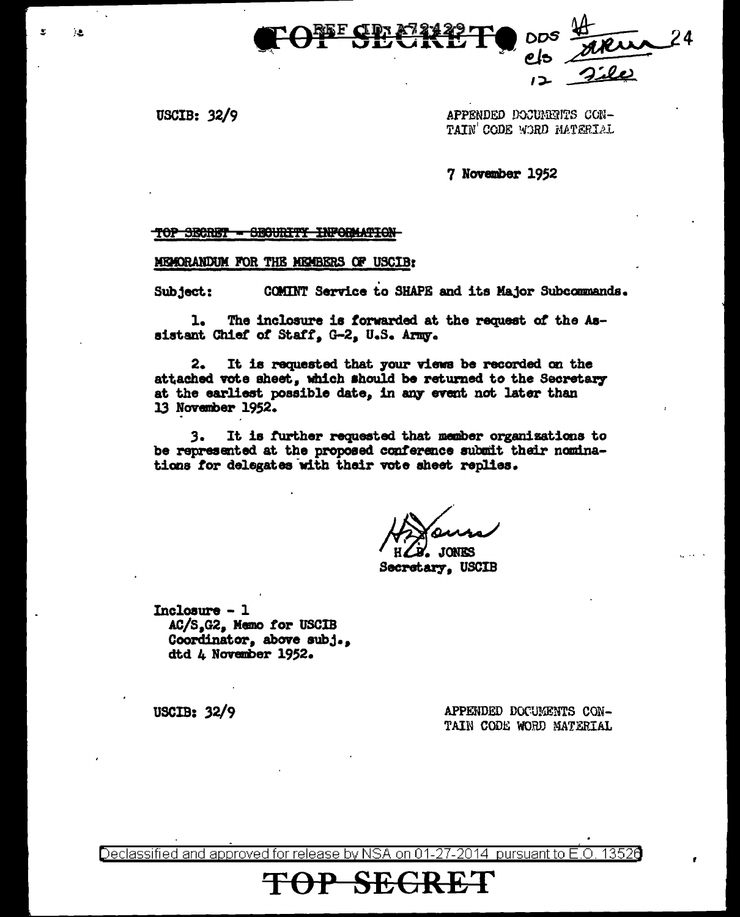TOP SECRET

DDS 14
c/s ARU 24
12 File

USCIB: 32/9

APPENDED DOCUMENTS CONTAIN CODE WORD MATERIAL

7 November 1952

~~TOP SECRET - SECURITY INFORMATION~~

MEMORANDUM FOR THE MEMBERS OF USCIB:

Subject: COMINT Service to SHAPE and its Major Subcommands.

1. The inclosure is forwarded at the request of the Assistant Chief of Staff, G-2, U.S. Army.

2. It is requested that your views be recorded on the attached vote sheet, which should be returned to the Secretary at the earliest possible date, in any event not later than 13 November 1952.

3. It is further requested that member organizations to be represented at the proposed conference submit their nominations for delegates with their vote sheet replies.

H. D. JONES
Secretary, USCIB

Inclosure - 1
AC/S,G2, Memo for USCIB Coordinator, above subj., dtd 4 November 1952.

USCIB: 32/9

APPENDED DOCUMENTS CONTAIN CODE WORD MATERIAL

Declassified and approved for release by NSA on 01-27-2014 pursuant to E.O. 13526

TOP SECRET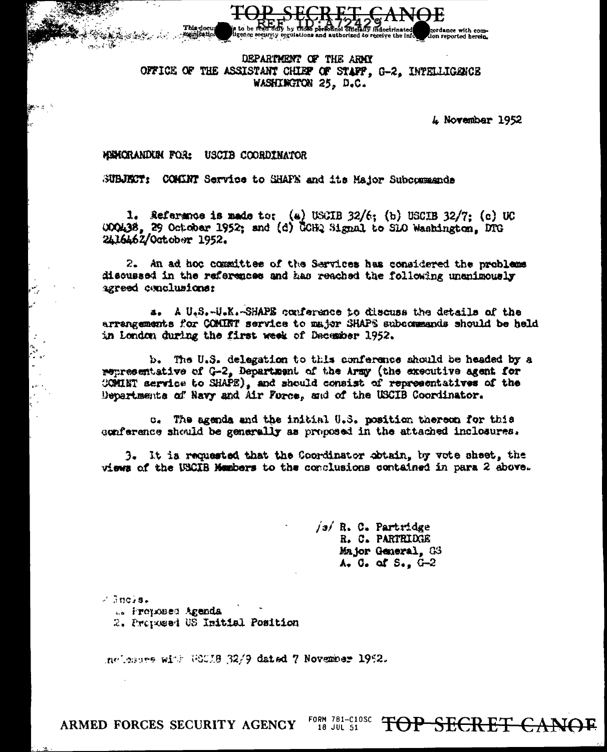TOP SECRET CANOE

REF ID:A72429

This document is to be read only by those personnel officially indoctrinated in accordance with communication intelligence security regulations and authorized to receive the information reported herein.

DEPARTMENT OF THE ARMY
OFFICE OF THE ASSISTANT CHIEF OF STAFF, G-2, INTELLIGENCE
WASHINGTON 25, D.C.

4 November 1952

MEMORANDUM FOR: USCIB COORDINATOR

SUBJECT: COMINT Service to SHAPE and its Major Subcommands

1. Reference is made to: (a) USCIB 32/6; (b) USCIB 32/7; (c) UC 000438, 29 October 1952; and (d) GCHQ Signal to SLO Washington, DTG 241646Z/October 1952.

2. An ad hoc committee of the Services has considered the problems discussed in the references and has reached the following unanimously agreed conclusions:

a. A U.S.-U.K.-SHAPE conference to discuss the details of the arrangements for COMINT service to major SHAPE subcommands should be held in London during the first week of December 1952.

b. The U.S. delegation to this conference should be headed by a representative of G-2, Department of the Army (the executive agent for COMINT service to SHAPE), and should consist of representatives of the Departments of Navy and Air Force, and of the USCIB Coordinator.

c. The agenda and the initial U.S. position thereon for this conference should be generally as proposed in the attached inclosures.

3. It is requested that the Coordinator obtain, by vote sheet, the views of the USCIB Members to the conclusions contained in para 2 above.

/s/ R. C. Partridge
R. C. PARTRIDGE
Major General, GS
A. C. of S., G-2

2 Incls.
1. Proposed Agenda
2. Proposed US Initial Position

Enclosure with USCIB 32/9 dated 7 November 1952.

ARMED FORCES SECURITY AGENCY FORM 781-C10SC 18 JUL 51 TOP SECRET CANOE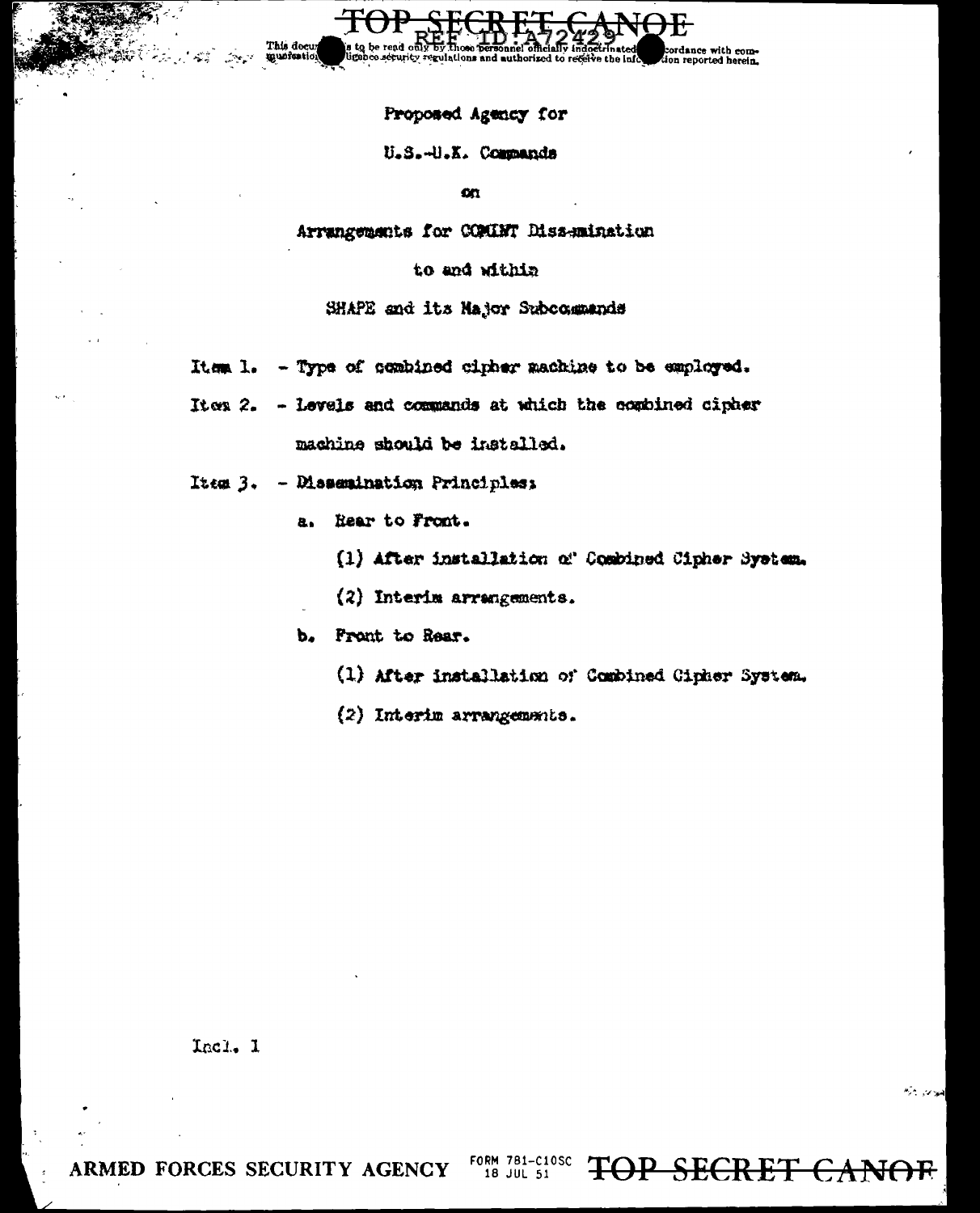Proposed Agency for

U.S.-U.K. Commands

on

Arrangements for COMINT Dissemination

to and within

SHAPE and its Major Subcommands

Item 1. - Type of combined cipher machine to be employed.

Item 2. - Levels and commands at which the combined cipher machine should be installed.

Item 3. - Dissemination Principles:

- a. Rear to Front.
  - (1) After installation of Combined Cipher System.
  - (2) Interim arrangements.
- b. Front to Rear.
  - (1) After installation of Combined Cipher System.
  - (2) Interim arrangements.

Incl. 1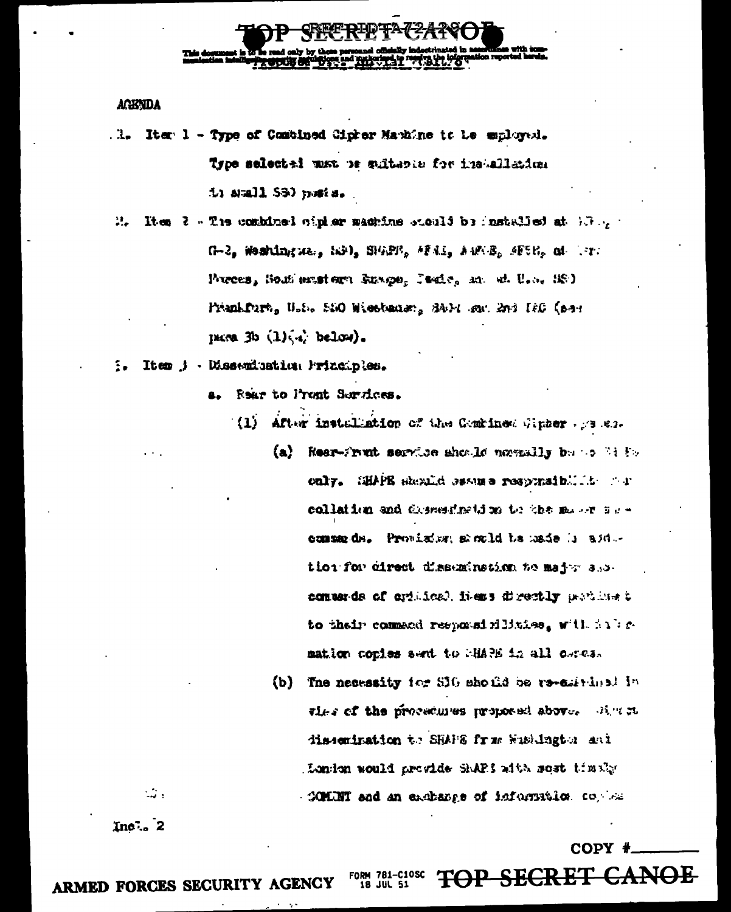**AGENDA**

1. Item 1 - Type of Combined Cipher Machine to be employed. Type selected must be suitable for installation in small SSO posts.

2. Item 2 - The combined cipher machine should be installed at DI, G-2, Washington, SSO, SHAPE, AFNE, AAFCE, AFSE, and Allied Forces, Southwestern Europe, Pedic, and U.S. SSO Frankfurt, U.S. SSO Wiesbaden, BAOR and 2nd TAF (see para 3b (1)(a) below).

3. Item 3 - Dissemination Principles.

   a. Rear to Front Services.

      (1) After installation of the Combined Cipher system.

         (a) Rear-front service should normally be to SHAPE only. SHAPE should assume responsibility for collation and dissemination to the major subcommands. Provision should be made in addition for direct dissemination to major subcommands of critical items directly pertinent to their command responsibilities, with information copies sent to SHAPE in all cases.

         (b) The necessity for SIG should be re-examined in view of the procedures proposed above. Direct dissemination to SHAPE from Washington and London would provide SHAPE with most timely COMINT and an exchange of information copies

Incl. 2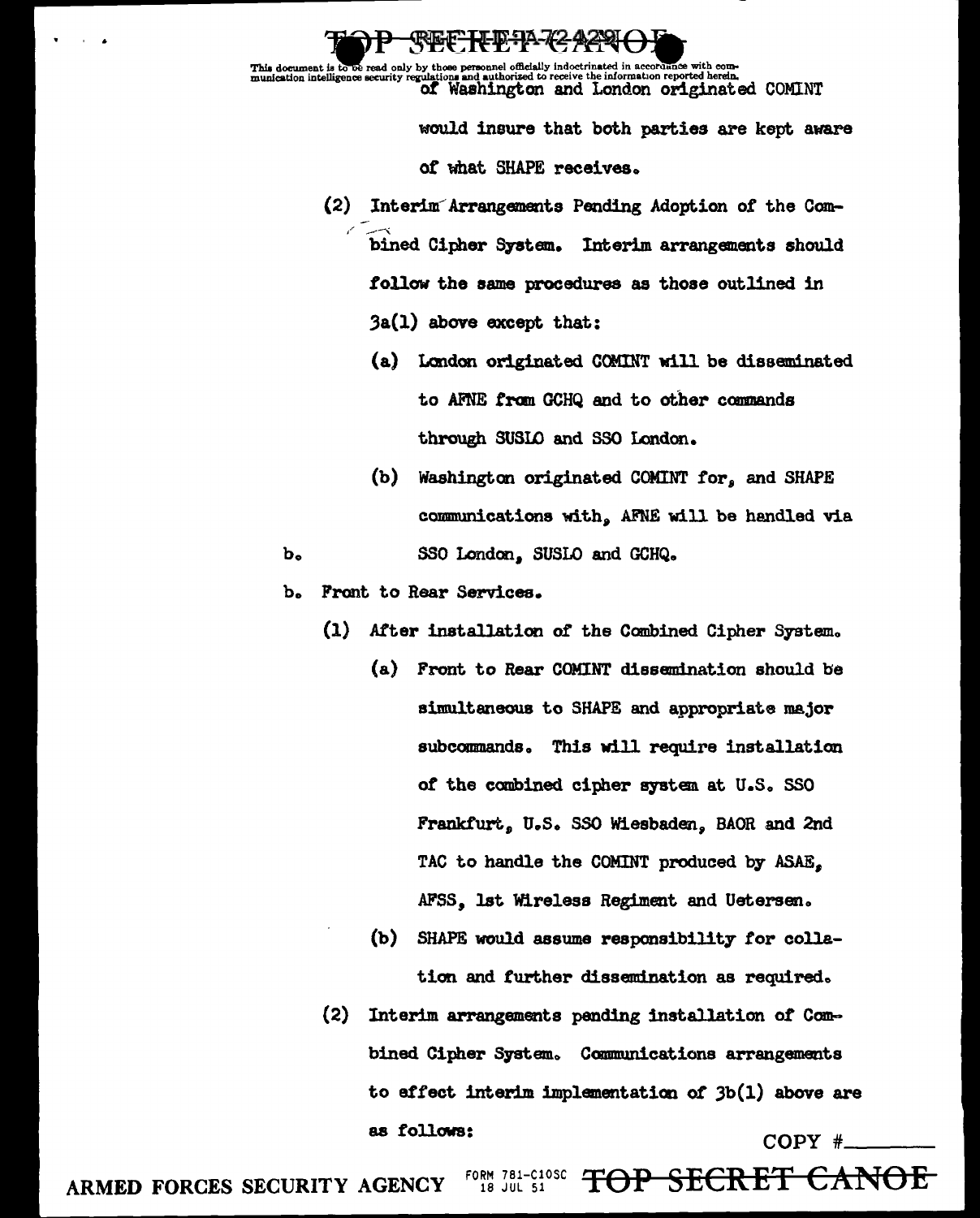of Washington and London originated COMINT would insure that both parties are kept aware of what SHAPE receives.

(2) Interim Arrangements Pending Adoption of the Combined Cipher System. Interim arrangements should follow the same procedures as those outlined in 3a(1) above except that:

(a) London originated COMINT will be disseminated to AFNE from GCHQ and to other commands through SUSLO and SSO London.

(b) Washington originated COMINT for, and SHAPE communications with, AFNE will be handled via SSO London, SUSLO and GCHQ.

b. Front to Rear Services.

(1) After installation of the Combined Cipher System.

(a) Front to Rear COMINT dissemination should be simultaneous to SHAPE and appropriate major subcommands. This will require installation of the combined cipher system at U.S. SSO Frankfurt, U.S. SSO Wiesbaden, BAOR and 2nd TAC to handle the COMINT produced by ASAE, AFSS, 1st Wireless Regiment and Uetersen.

(b) SHAPE would assume responsibility for collation and further dissemination as required.

(2) Interim arrangements pending installation of Combined Cipher System. Communications arrangements to effect interim implementation of 3b(1) above are as follows: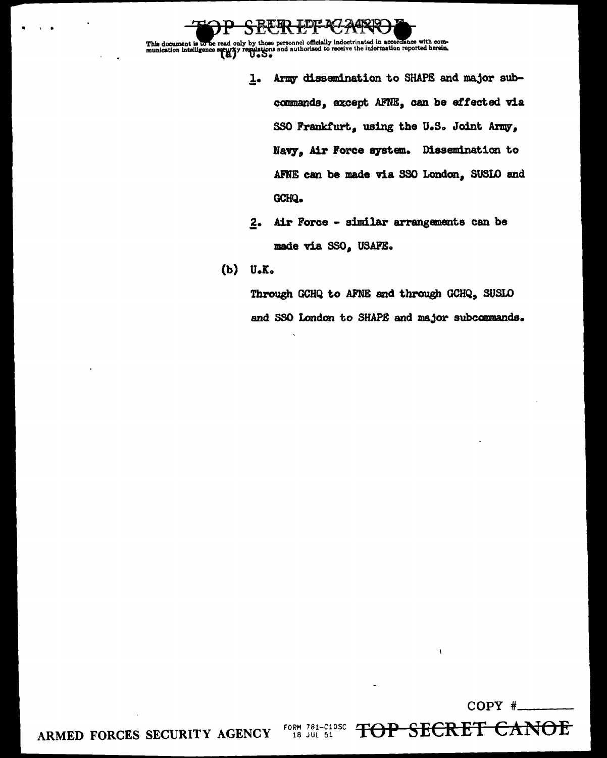This document is to be read only by those personnel officially indoctrinated in accordance with communication intelligence security regulations and authorized to receive the information reported herein.

(a) U.S.

1. Army dissemination to SHAPE and major subcommands, except AFNE, can be effected via SSO Frankfurt, using the U.S. Joint Army, Navy, Air Force system. Dissemination to AFNE can be made via SSO London, SUSLO and GCHQ.

2. Air Force - similar arrangements can be made via SSO, USAFE.

(b) U.K.

Through GCHQ to AFNE and through GCHQ, SUSLO and SSO London to SHAPE and major subcommands.

COPY #\_\_\_\_\_\_\_\_

ARMED FORCES SECURITY AGENCY FORM 781-C10SC 18 JUL 51 TOP SECRET CANOE